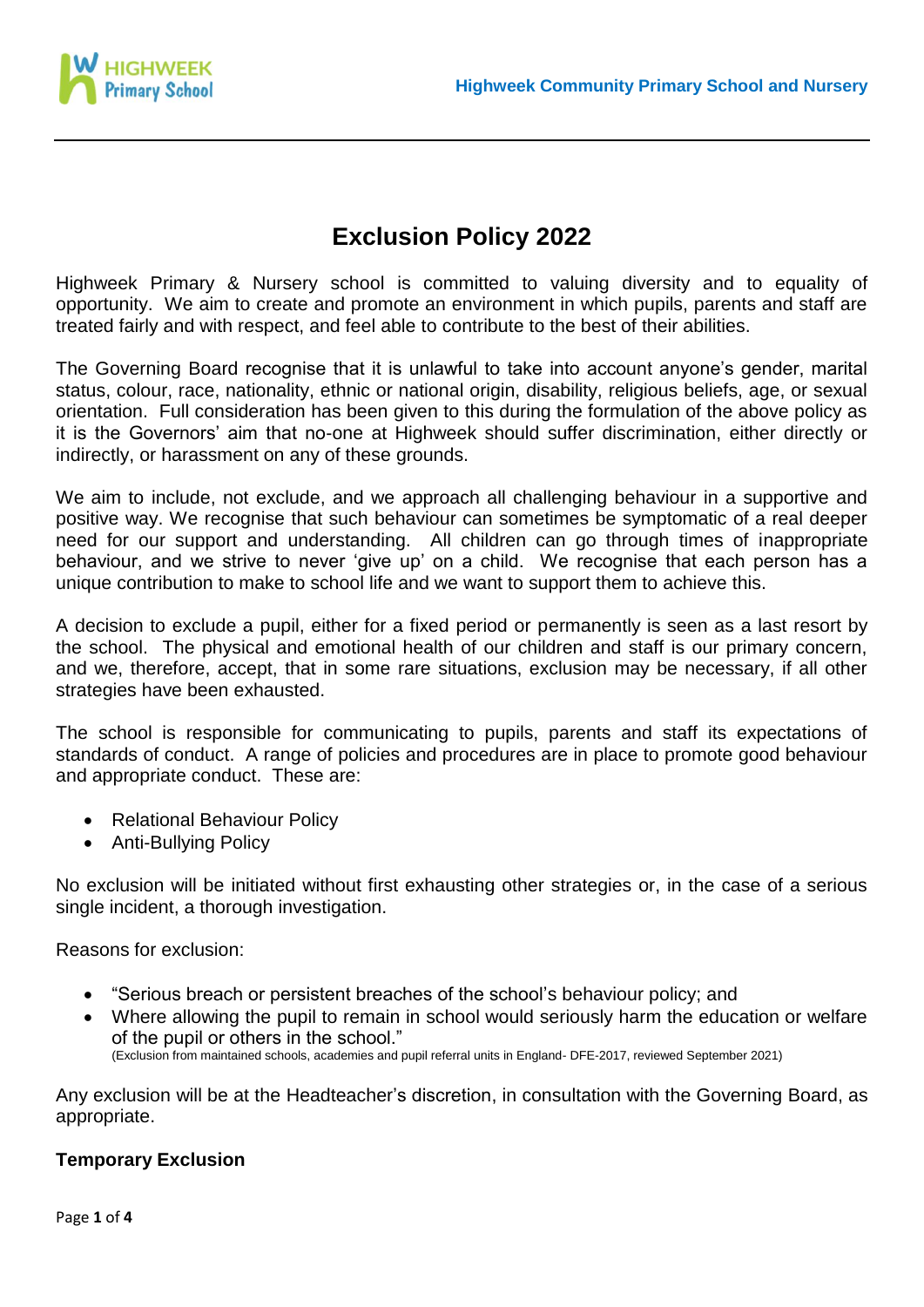# Exclusion Policy 2022

Highweek Primary & Nursery school is committed to valuing diversity and to equality of opportunity. We aim to create and promote an environment in which pupils, parents and staff are treated fairly and with respect, and feel able to contribute to the best of their abilities.

The Governing Board recognise that it is unlawful to take into account anyone's gender, marital status, colour, race, nationality, ethnic or national origin, disability, religious beliefs, age, or sexual orientation. Full consideration has been given to this during the formulation of the above policy as it is the Governors' aim that no-one at Highweek should suffer discrimination, either directly or indirectly, or harassment on any of these grounds.

We aim to include, not exclude, and we approach all challenging behaviour in a supportive and positive way. We recognise that such behaviour can sometimes be symptomatic of a real deeper need for our support and understanding. All children can go through times of inappropriate behaviour, and we strive to never 'give up' on a child. We recognise that each person has a unique contribution to make to school life and we want to support them to achieve this.

A decision to exclude a pupil, either for a fixed period or permanently is seen as a last resort by the school. The physical and emotional health of our children and staff is our primary concern, and we, therefore, accept, that in some rare situations, exclusion may be necessary, if all other strategies have been exhausted.

The school is responsible for communicating to pupils, parents and staff its expectations of standards of conduct. A range of policies and procedures are in place to promote good behaviour and appropriate conduct. These are:

- Relational Behaviour Policy
- Anti-Bullying Policy

No exclusion will be initiated without first exhausting other strategies or, in the case of a serious single incident, a thorough investigation.

Reasons for exclusion:

- "Serious breach or persistent breaches of the school's behaviour policy; and
- Where allowing the pupil to remain in school would seriously harm the education or welfare of the pupil or others in the school."
  (Exclusion from maintained schools, academies and pupil referral units in England- DFE-2017, reviewed September 2021)

Any exclusion will be at the Headteacher's discretion, in consultation with the Governing Board, as appropriate.

### Temporary Exclusion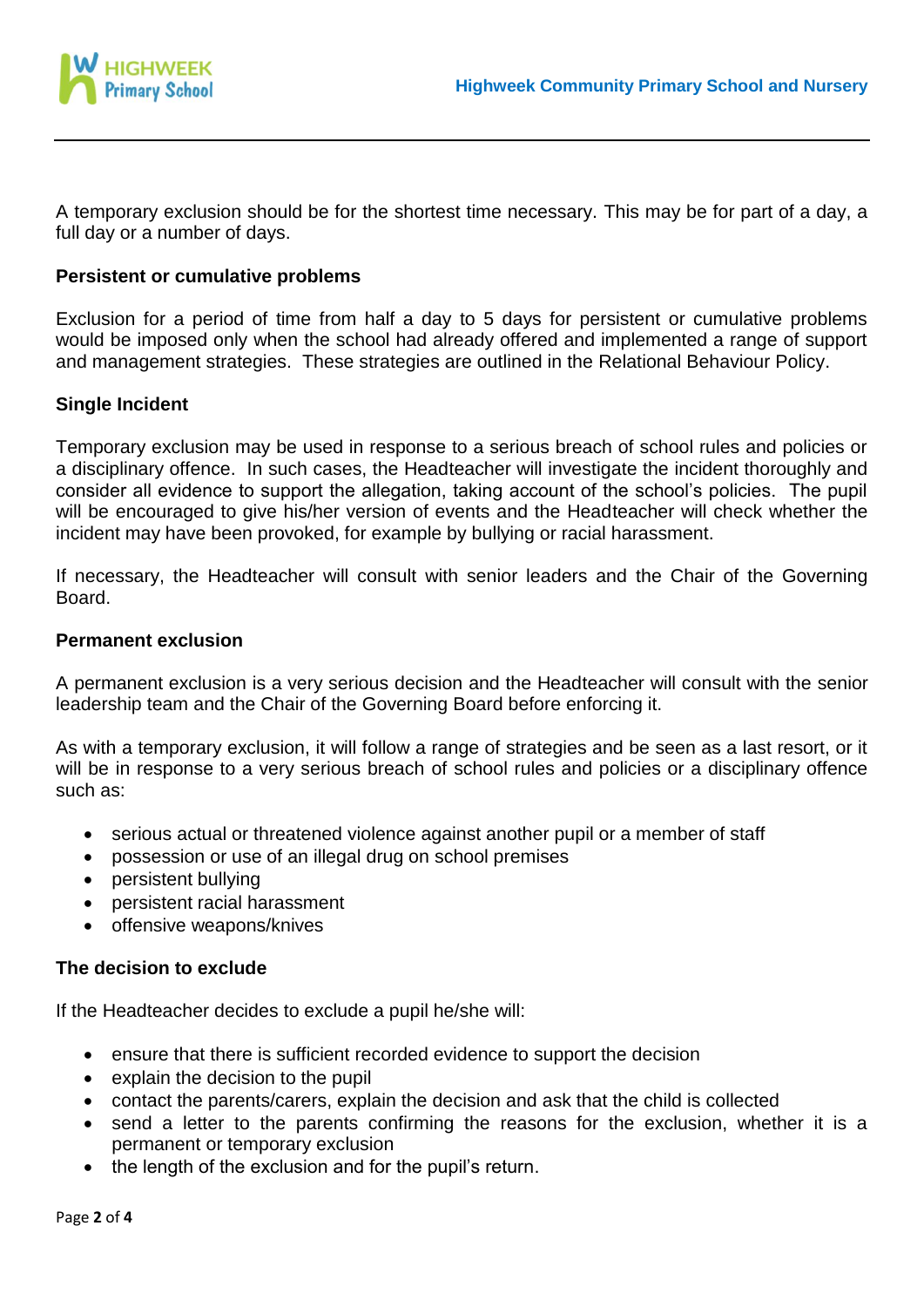A temporary exclusion should be for the shortest time necessary. This may be for part of a day, a full day or a number of days.

**Persistent or cumulative problems**

Exclusion for a period of time from half a day to 5 days for persistent or cumulative problems would be imposed only when the school had already offered and implemented a range of support and management strategies. These strategies are outlined in the Relational Behaviour Policy.

**Single Incident**

Temporary exclusion may be used in response to a serious breach of school rules and policies or a disciplinary offence. In such cases, the Headteacher will investigate the incident thoroughly and consider all evidence to support the allegation, taking account of the school's policies. The pupil will be encouraged to give his/her version of events and the Headteacher will check whether the incident may have been provoked, for example by bullying or racial harassment.

If necessary, the Headteacher will consult with senior leaders and the Chair of the Governing Board.

**Permanent exclusion**

A permanent exclusion is a very serious decision and the Headteacher will consult with the senior leadership team and the Chair of the Governing Board before enforcing it.

As with a temporary exclusion, it will follow a range of strategies and be seen as a last resort, or it will be in response to a very serious breach of school rules and policies or a disciplinary offence such as:

- serious actual or threatened violence against another pupil or a member of staff
- possession or use of an illegal drug on school premises
- persistent bullying
- persistent racial harassment
- offensive weapons/knives

**The decision to exclude**

If the Headteacher decides to exclude a pupil he/she will:

- ensure that there is sufficient recorded evidence to support the decision
- explain the decision to the pupil
- contact the parents/carers, explain the decision and ask that the child is collected
- send a letter to the parents confirming the reasons for the exclusion, whether it is a permanent or temporary exclusion
- the length of the exclusion and for the pupil's return.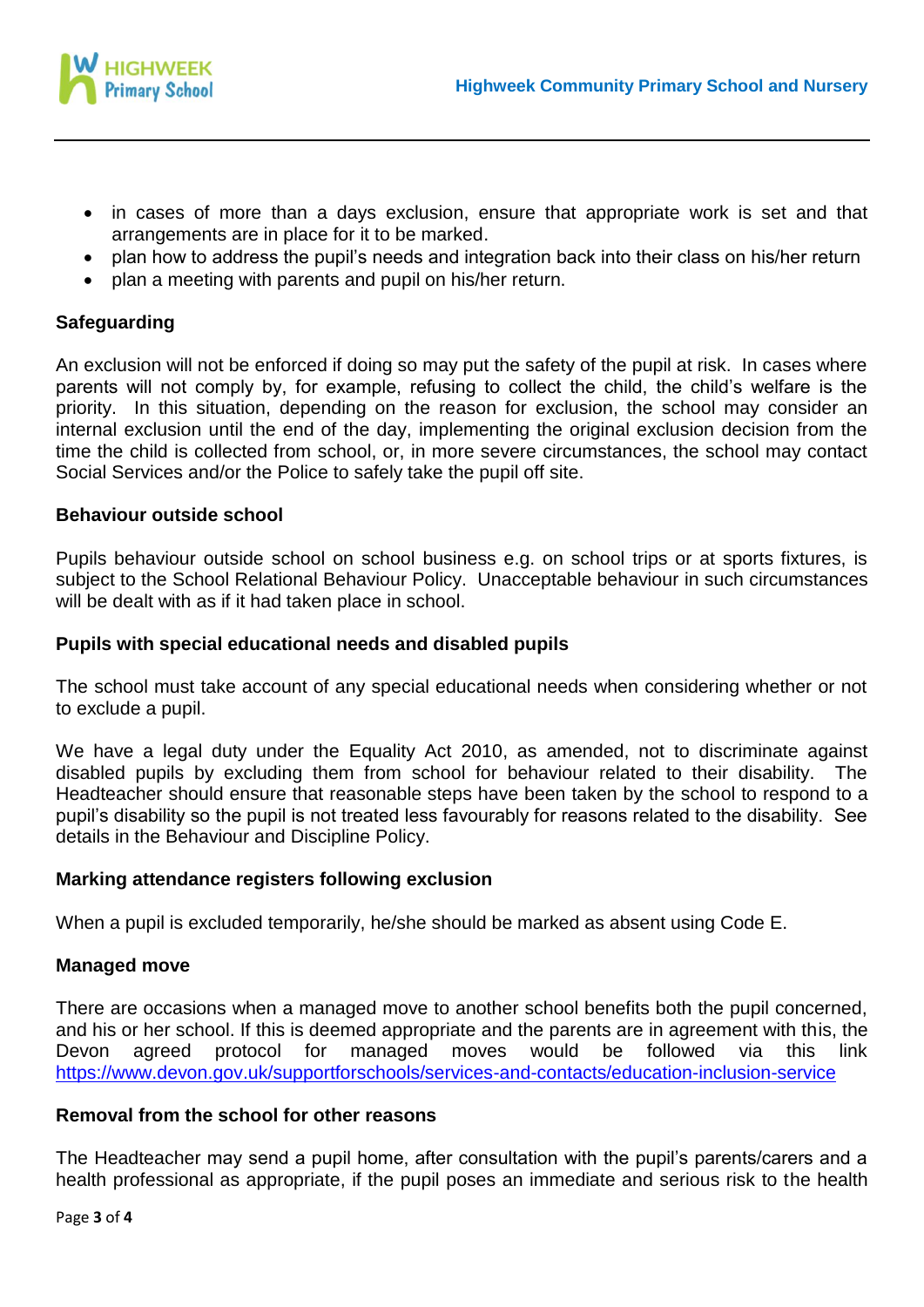- in cases of more than a days exclusion, ensure that appropriate work is set and that arrangements are in place for it to be marked.
- plan how to address the pupil's needs and integration back into their class on his/her return
- plan a meeting with parents and pupil on his/her return.

**Safeguarding**

An exclusion will not be enforced if doing so may put the safety of the pupil at risk. In cases where parents will not comply by, for example, refusing to collect the child, the child's welfare is the priority. In this situation, depending on the reason for exclusion, the school may consider an internal exclusion until the end of the day, implementing the original exclusion decision from the time the child is collected from school, or, in more severe circumstances, the school may contact Social Services and/or the Police to safely take the pupil off site.

**Behaviour outside school**

Pupils behaviour outside school on school business e.g. on school trips or at sports fixtures, is subject to the School Relational Behaviour Policy. Unacceptable behaviour in such circumstances will be dealt with as if it had taken place in school.

**Pupils with special educational needs and disabled pupils**

The school must take account of any special educational needs when considering whether or not to exclude a pupil.

We have a legal duty under the Equality Act 2010, as amended, not to discriminate against disabled pupils by excluding them from school for behaviour related to their disability. The Headteacher should ensure that reasonable steps have been taken by the school to respond to a pupil's disability so the pupil is not treated less favourably for reasons related to the disability. See details in the Behaviour and Discipline Policy.

**Marking attendance registers following exclusion**

When a pupil is excluded temporarily, he/she should be marked as absent using Code E.

**Managed move**

There are occasions when a managed move to another school benefits both the pupil concerned, and his or her school. If this is deemed appropriate and the parents are in agreement with this, the Devon agreed protocol for managed moves would be followed via this link https://www.devon.gov.uk/supportforschools/services-and-contacts/education-inclusion-service

**Removal from the school for other reasons**

The Headteacher may send a pupil home, after consultation with the pupil's parents/carers and a health professional as appropriate, if the pupil poses an immediate and serious risk to the health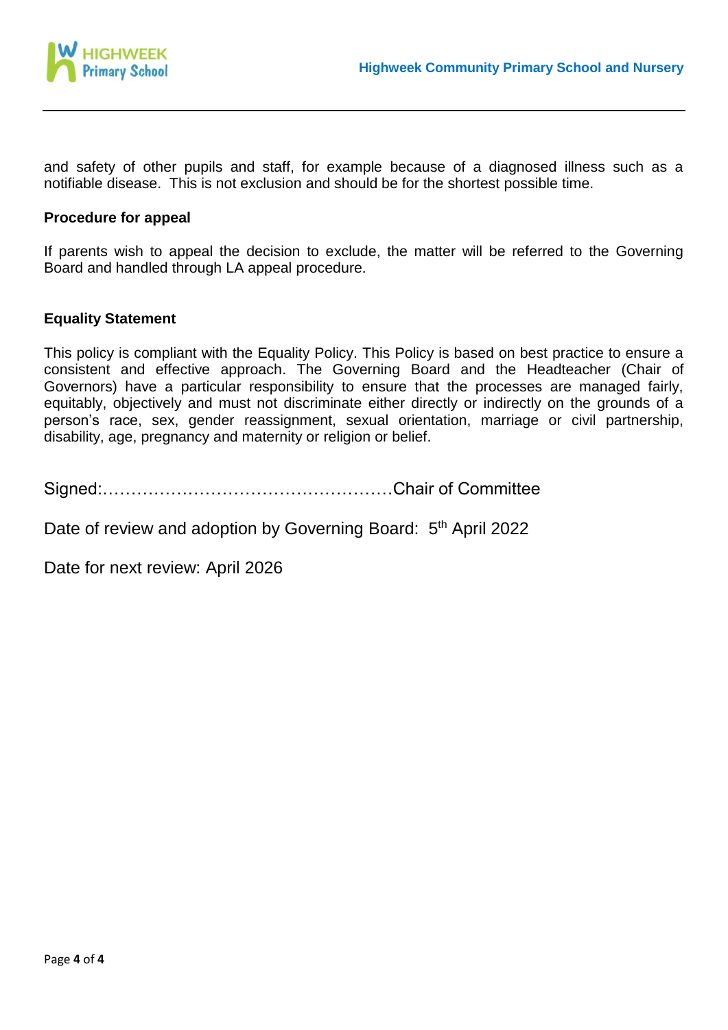and safety of other pupils and staff, for example because of a diagnosed illness such as a notifiable disease. This is not exclusion and should be for the shortest possible time.

**Procedure for appeal**

If parents wish to appeal the decision to exclude, the matter will be referred to the Governing Board and handled through LA appeal procedure.

**Equality Statement**

This policy is compliant with the Equality Policy. This Policy is based on best practice to ensure a consistent and effective approach. The Governing Board and the Headteacher (Chair of Governors) have a particular responsibility to ensure that the processes are managed fairly, equitably, objectively and must not discriminate either directly or indirectly on the grounds of a person's race, sex, gender reassignment, sexual orientation, marriage or civil partnership, disability, age, pregnancy and maternity or religion or belief.

Signed:……………………………………………Chair of Committee

Date of review and adoption by Governing Board: 5th April 2022

Date for next review: April 2026